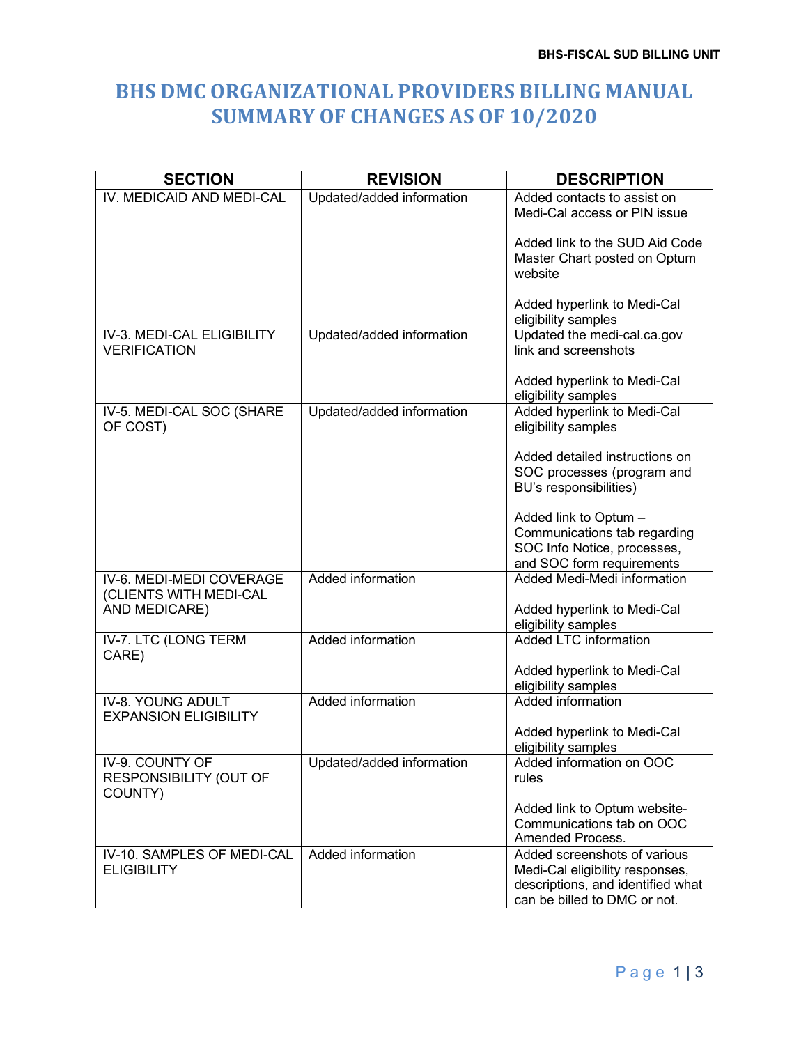# BHS DMC ORGANIZATIONAL PROVIDERS BILLING MANUAL SUMMARY OF CHANGES AS OF 10/2020

| SECTION | REVISION | DESCRIPTION |
| --- | --- | --- |
| IV. MEDICAID AND MEDI-CAL | Updated/added information | Added contacts to assist on Medi-Cal access or PIN issue<br><br>Added link to the SUD Aid Code Master Chart posted on Optum website<br><br>Added hyperlink to Medi-Cal eligibility samples |
| IV-3. MEDI-CAL ELIGIBILITY VERIFICATION | Updated/added information | Updated the medi-cal.ca.gov link and screenshots<br><br>Added hyperlink to Medi-Cal eligibility samples |
| IV-5. MEDI-CAL SOC (SHARE OF COST) | Updated/added information | Added hyperlink to Medi-Cal eligibility samples<br><br>Added detailed instructions on SOC processes (program and BU's responsibilities)<br><br>Added link to Optum – Communications tab regarding SOC Info Notice, processes, and SOC form requirements |
| IV-6. MEDI-MEDI COVERAGE (CLIENTS WITH MEDI-CAL AND MEDICARE) | Added information | Added Medi-Medi information<br><br>Added hyperlink to Medi-Cal eligibility samples |
| IV-7. LTC (LONG TERM CARE) | Added information | Added LTC information<br><br>Added hyperlink to Medi-Cal eligibility samples |
| IV-8. YOUNG ADULT EXPANSION ELIGIBILITY | Added information | Added information<br><br>Added hyperlink to Medi-Cal eligibility samples |
| IV-9. COUNTY OF RESPONSIBILITY (OUT OF COUNTY) | Updated/added information | Added information on OOC rules<br><br>Added link to Optum website- Communications tab on OOC Amended Process. |
| IV-10. SAMPLES OF MEDI-CAL ELIGIBILITY | Added information | Added screenshots of various Medi-Cal eligibility responses, descriptions, and identified what can be billed to DMC or not. |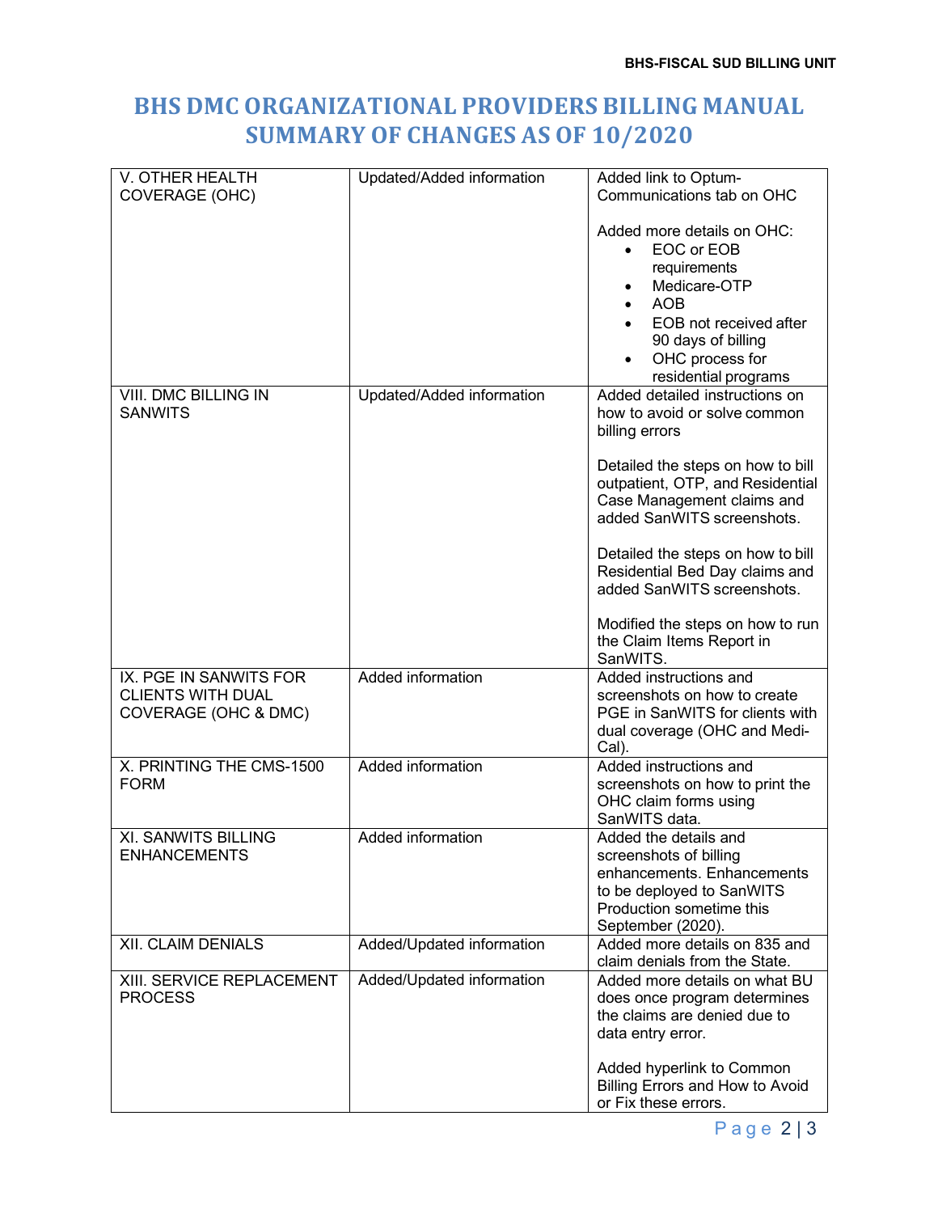# BHS DMC ORGANIZATIONAL PROVIDERS BILLING MANUAL SUMMARY OF CHANGES AS OF 10/2020

| | | |
|---|---|---|
| V. OTHER HEALTH COVERAGE (OHC) | Updated/Added information | Added link to Optum-Communications tab on OHC<br><br>Added more details on OHC:<br>• EOC or EOB requirements<br>• Medicare-OTP<br>• AOB<br>• EOB not received after 90 days of billing<br>• OHC process for residential programs |
| VIII. DMC BILLING IN SANWITS | Updated/Added information | Added detailed instructions on how to avoid or solve common billing errors<br><br>Detailed the steps on how to bill outpatient, OTP, and Residential Case Management claims and added SanWITS screenshots.<br><br>Detailed the steps on how to bill Residential Bed Day claims and added SanWITS screenshots.<br><br>Modified the steps on how to run the Claim Items Report in SanWITS. |
| IX. PGE IN SANWITS FOR CLIENTS WITH DUAL COVERAGE (OHC & DMC) | Added information | Added instructions and screenshots on how to create PGE in SanWITS for clients with dual coverage (OHC and Medi-Cal). |
| X. PRINTING THE CMS-1500 FORM | Added information | Added instructions and screenshots on how to print the OHC claim forms using SanWITS data. |
| XI. SANWITS BILLING ENHANCEMENTS | Added information | Added the details and screenshots of billing enhancements. Enhancements to be deployed to SanWITS Production sometime this September (2020). |
| XII. CLAIM DENIALS | Added/Updated information | Added more details on 835 and claim denials from the State. |
| XIII. SERVICE REPLACEMENT PROCESS | Added/Updated information | Added more details on what BU does once program determines the claims are denied due to data entry error.<br><br>Added hyperlink to Common Billing Errors and How to Avoid or Fix these errors. |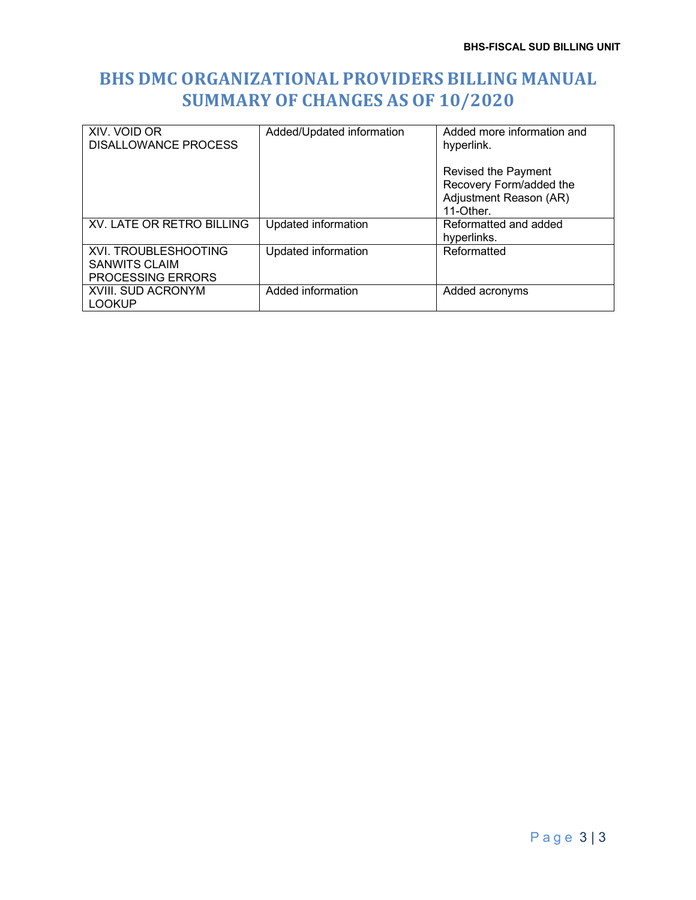# BHS DMC ORGANIZATIONAL PROVIDERS BILLING MANUAL SUMMARY OF CHANGES AS OF 10/2020

| | | |
|---|---|---|
| XIV. VOID OR DISALLOWANCE PROCESS | Added/Updated information | Added more information and hyperlink.<br><br>Revised the Payment Recovery Form/added the Adjustment Reason (AR) 11-Other. |
| XV. LATE OR RETRO BILLING | Updated information | Reformatted and added hyperlinks. |
| XVI. TROUBLESHOOTING SANWITS CLAIM PROCESSING ERRORS | Updated information | Reformatted |
| XVIII. SUD ACRONYM LOOKUP | Added information | Added acronyms |